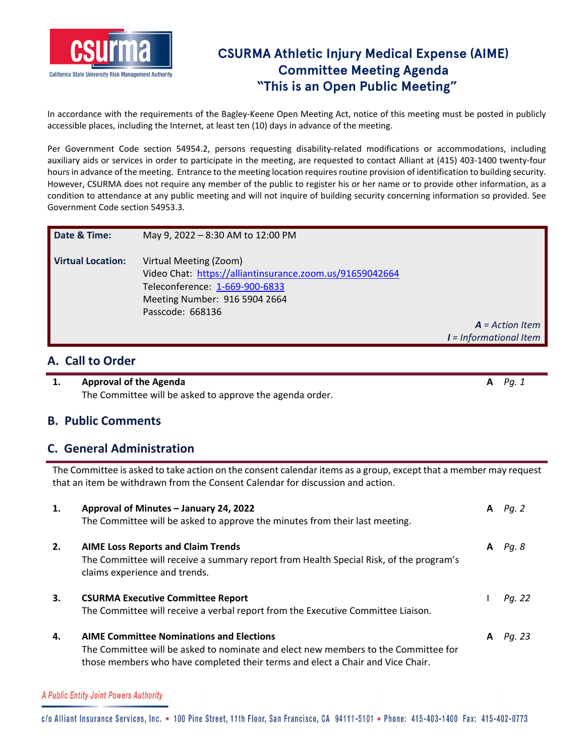# CSURMA Athletic Injury Medical Expense (AIME) Committee Meeting Agenda "This is an Open Public Meeting"

In accordance with the requirements of the Bagley-Keene Open Meeting Act, notice of this meeting must be posted in publicly accessible places, including the Internet, at least ten (10) days in advance of the meeting.

Per Government Code section 54954.2, persons requesting disability-related modifications or accommodations, including auxiliary aids or services in order to participate in the meeting, are requested to contact Alliant at (415) 403-1400 twenty-four hours in advance of the meeting. Entrance to the meeting location requires routine provision of identification to building security. However, CSURMA does not require any member of the public to register his or her name or to provide other information, as a condition to attendance at any public meeting and will not inquire of building security concerning information so provided. See Government Code section 54953.3.

**Date & Time:** May 9, 2022 – 8:30 AM to 12:00 PM

**Virtual Location:** Virtual Meeting (Zoom)
Video Chat: https://alliantinsurance.zoom.us/91659042664
Teleconference: 1-669-900-6833
Meeting Number: 916 5904 2664
Passcode: 668136

***A** = Action Item*
***I** = Informational Item*

## A. Call to Order

| | | | |
|---|---|---|---|
| **1.** | **Approval of the Agenda**<br>The Committee will be asked to approve the agenda order. | **A** | *Pg. 1* |

## B. Public Comments

## C. General Administration

The Committee is asked to take action on the consent calendar items as a group, except that a member may request that an item be withdrawn from the Consent Calendar for discussion and action.

| | | | |
|---|---|---|---|
| **1.** | **Approval of Minutes – January 24, 2022**<br>The Committee will be asked to approve the minutes from their last meeting. | **A** | *Pg. 2* |
| **2.** | **AIME Loss Reports and Claim Trends**<br>The Committee will receive a summary report from Health Special Risk, of the program's claims experience and trends. | **A** | *Pg. 8* |
| **3.** | **CSURMA Executive Committee Report**<br>The Committee will receive a verbal report from the Executive Committee Liaison. | I | *Pg. 22* |
| **4.** | **AIME Committee Nominations and Elections**<br>The Committee will be asked to nominate and elect new members to the Committee for those members who have completed their terms and elect a Chair and Vice Chair. | **A** | *Pg. 23* |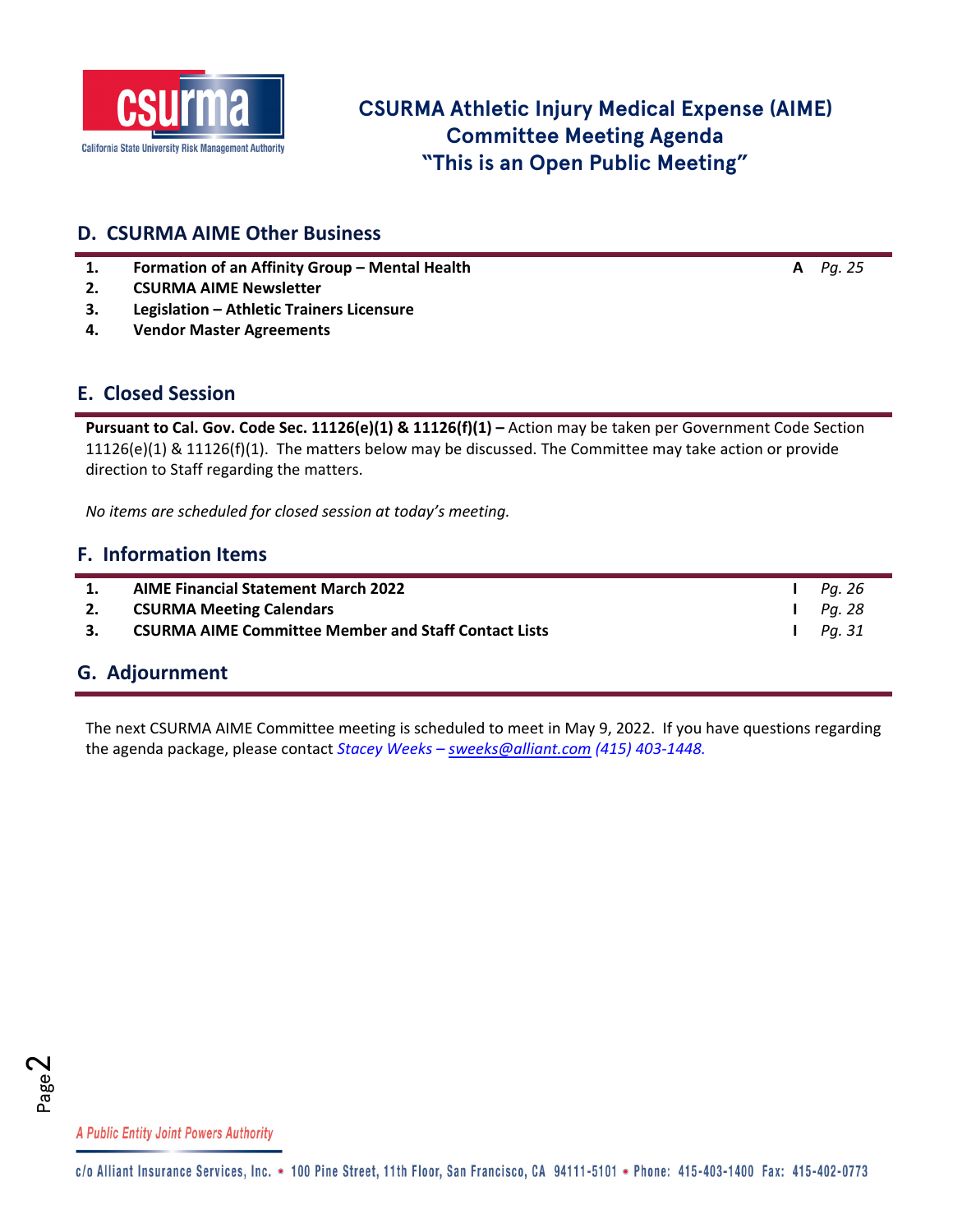# CSURMA Athletic Injury Medical Expense (AIME) Committee Meeting Agenda "This is an Open Public Meeting"

## D. CSURMA AIME Other Business

| | | | |
|---|---|---|---|
| 1. | Formation of an Affinity Group – Mental Health | A | *Pg. 25* |
| 2. | CSURMA AIME Newsletter | | |
| 3. | Legislation – Athletic Trainers Licensure | | |
| 4. | Vendor Master Agreements | | |

## E. Closed Session

**Pursuant to Cal. Gov. Code Sec. 11126(e)(1) & 11126(f)(1) –** Action may be taken per Government Code Section 11126(e)(1) & 11126(f)(1). The matters below may be discussed. The Committee may take action or provide direction to Staff regarding the matters.

*No items are scheduled for closed session at today's meeting.*

## F. Information Items

| | | | |
|---|---|---|---|
| 1. | AIME Financial Statement March 2022 | I | *Pg. 26* |
| 2. | CSURMA Meeting Calendars | I | *Pg. 28* |
| 3. | CSURMA AIME Committee Member and Staff Contact Lists | I | *Pg. 31* |

## G. Adjournment

The next CSURMA AIME Committee meeting is scheduled to meet in May 9, 2022. If you have questions regarding the agenda package, please contact *Stacey Weeks – sweeks@alliant.com (415) 403-1448.*

*A Public Entity Joint Powers Authority*

c/o Alliant Insurance Services, Inc. • 100 Pine Street, 11th Floor, San Francisco, CA 94111-5101 • Phone: 415-403-1400 Fax: 415-402-0773